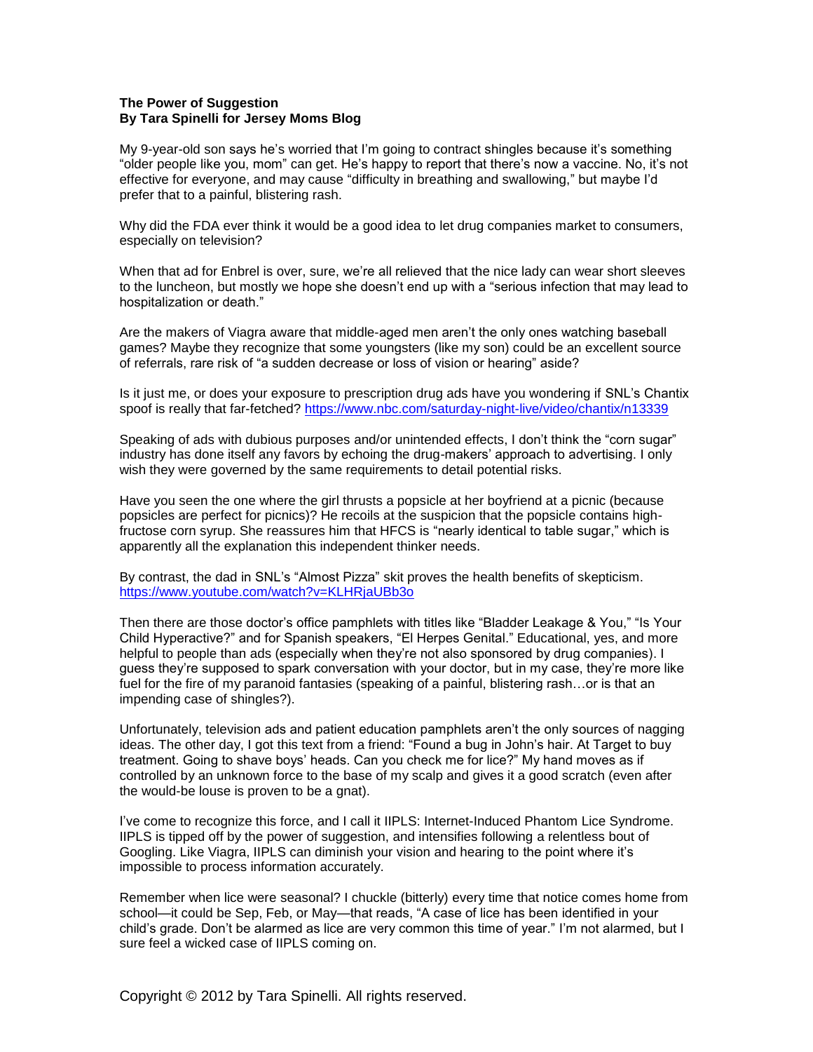**The Power of Suggestion**
**By Tara Spinelli for Jersey Moms Blog**

My 9-year-old son says he's worried that I'm going to contract shingles because it's something "older people like you, mom" can get. He's happy to report that there's now a vaccine. No, it's not effective for everyone, and may cause "difficulty in breathing and swallowing," but maybe I'd prefer that to a painful, blistering rash.

Why did the FDA ever think it would be a good idea to let drug companies market to consumers, especially on television?

When that ad for Enbrel is over, sure, we're all relieved that the nice lady can wear short sleeves to the luncheon, but mostly we hope she doesn't end up with a "serious infection that may lead to hospitalization or death."

Are the makers of Viagra aware that middle-aged men aren't the only ones watching baseball games? Maybe they recognize that some youngsters (like my son) could be an excellent source of referrals, rare risk of "a sudden decrease or loss of vision or hearing" aside?

Is it just me, or does your exposure to prescription drug ads have you wondering if SNL's Chantix spoof is really that far-fetched? https://www.nbc.com/saturday-night-live/video/chantix/n13339

Speaking of ads with dubious purposes and/or unintended effects, I don't think the "corn sugar" industry has done itself any favors by echoing the drug-makers' approach to advertising. I only wish they were governed by the same requirements to detail potential risks.

Have you seen the one where the girl thrusts a popsicle at her boyfriend at a picnic (because popsicles are perfect for picnics)? He recoils at the suspicion that the popsicle contains high-fructose corn syrup. She reassures him that HFCS is "nearly identical to table sugar," which is apparently all the explanation this independent thinker needs.

By contrast, the dad in SNL's "Almost Pizza" skit proves the health benefits of skepticism. https://www.youtube.com/watch?v=KLHRjaUBb3o

Then there are those doctor's office pamphlets with titles like "Bladder Leakage & You," "Is Your Child Hyperactive?" and for Spanish speakers, "El Herpes Genital." Educational, yes, and more helpful to people than ads (especially when they're not also sponsored by drug companies). I guess they're supposed to spark conversation with your doctor, but in my case, they're more like fuel for the fire of my paranoid fantasies (speaking of a painful, blistering rash…or is that an impending case of shingles?).

Unfortunately, television ads and patient education pamphlets aren't the only sources of nagging ideas. The other day, I got this text from a friend: "Found a bug in John's hair. At Target to buy treatment. Going to shave boys' heads. Can you check me for lice?" My hand moves as if controlled by an unknown force to the base of my scalp and gives it a good scratch (even after the would-be louse is proven to be a gnat).

I've come to recognize this force, and I call it IIPLS: Internet-Induced Phantom Lice Syndrome. IIPLS is tipped off by the power of suggestion, and intensifies following a relentless bout of Googling. Like Viagra, IIPLS can diminish your vision and hearing to the point where it's impossible to process information accurately.

Remember when lice were seasonal? I chuckle (bitterly) every time that notice comes home from school—it could be Sep, Feb, or May—that reads, "A case of lice has been identified in your child's grade. Don't be alarmed as lice are very common this time of year." I'm not alarmed, but I sure feel a wicked case of IIPLS coming on.

Copyright © 2012 by Tara Spinelli. All rights reserved.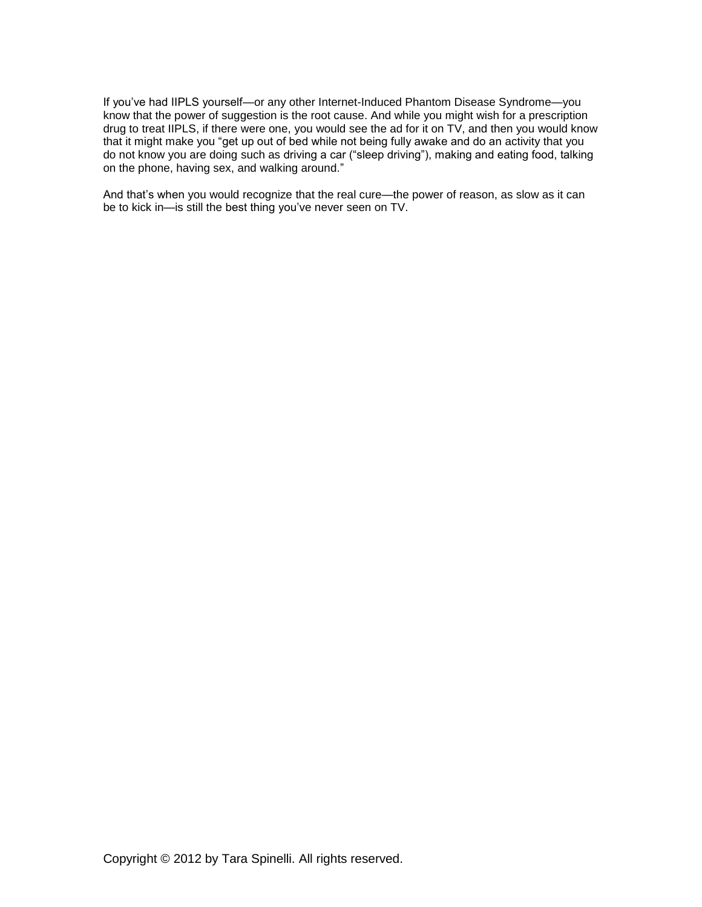If you've had IIPLS yourself—or any other Internet-Induced Phantom Disease Syndrome—you know that the power of suggestion is the root cause. And while you might wish for a prescription drug to treat IIPLS, if there were one, you would see the ad for it on TV, and then you would know that it might make you "get up out of bed while not being fully awake and do an activity that you do not know you are doing such as driving a car ("sleep driving"), making and eating food, talking on the phone, having sex, and walking around."

And that's when you would recognize that the real cure—the power of reason, as slow as it can be to kick in—is still the best thing you've never seen on TV.

Copyright © 2012 by Tara Spinelli. All rights reserved.